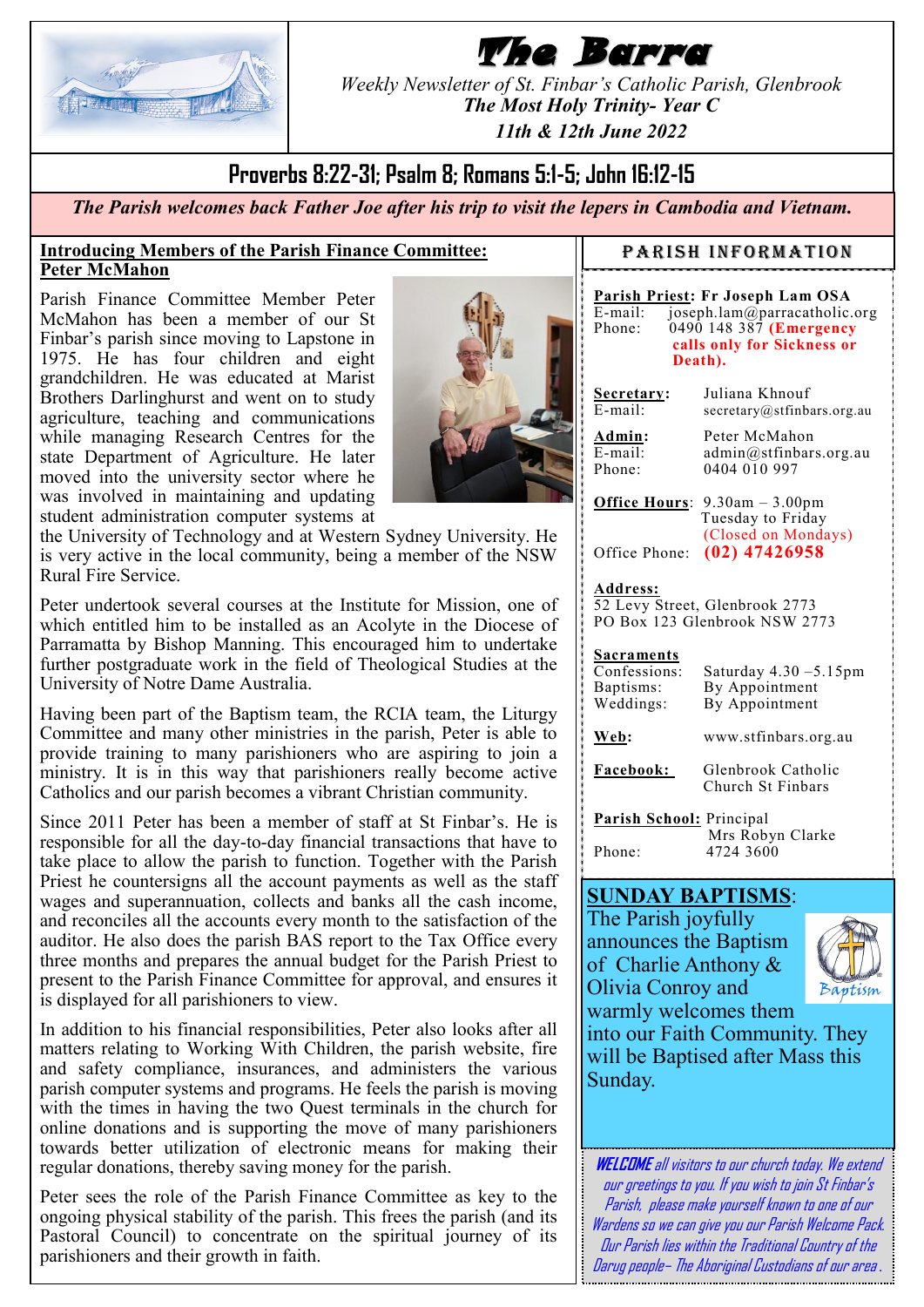# The Barra

*Weekly Newsletter of St. Finbar's Catholic Parish, Glenbrook*

***The Most Holy Trinity- Year C***

***11th & 12th June 2022***

## Proverbs 8:22-31; Psalm 8; Romans 5:1-5; John 16:12-15

***The Parish welcomes back Father Joe after his trip to visit the lepers in Cambodia and Vietnam.***

### Introducing Members of the Parish Finance Committee: Peter McMahon

Parish Finance Committee Member Peter McMahon has been a member of our St Finbar's parish since moving to Lapstone in 1975. He has four children and eight grandchildren. He was educated at Marist Brothers Darlinghurst and went on to study agriculture, teaching and communications while managing Research Centres for the state Department of Agriculture. He later moved into the university sector where he was involved in maintaining and updating student administration computer systems at the University of Technology and at Western Sydney University. He is very active in the local community, being a member of the NSW Rural Fire Service.

Peter undertook several courses at the Institute for Mission, one of which entitled him to be installed as an Acolyte in the Diocese of Parramatta by Bishop Manning. This encouraged him to undertake further postgraduate work in the field of Theological Studies at the University of Notre Dame Australia.

Having been part of the Baptism team, the RCIA team, the Liturgy Committee and many other ministries in the parish, Peter is able to provide training to many parishioners who are aspiring to join a ministry. It is in this way that parishioners really become active Catholics and our parish becomes a vibrant Christian community.

Since 2011 Peter has been a member of staff at St Finbar's. He is responsible for all the day-to-day financial transactions that have to take place to allow the parish to function. Together with the Parish Priest he countersigns all the account payments as well as the staff wages and superannuation, collects and banks all the cash income, and reconciles all the accounts every month to the satisfaction of the auditor. He also does the parish BAS report to the Tax Office every three months and prepares the annual budget for the Parish Priest to present to the Parish Finance Committee for approval, and ensures it is displayed for all parishioners to view.

In addition to his financial responsibilities, Peter also looks after all matters relating to Working With Children, the parish website, fire and safety compliance, insurances, and administers the various parish computer systems and programs. He feels the parish is moving with the times in having the two Quest terminals in the church for online donations and is supporting the move of many parishioners towards better utilization of electronic means for making their regular donations, thereby saving money for the parish.

Peter sees the role of the Parish Finance Committee as key to the ongoing physical stability of the parish. This frees the parish (and its Pastoral Council) to concentrate on the spiritual journey of its parishioners and their growth in faith.

### PARISH INFORMATION

**Parish Priest: Fr Joseph Lam OSA**
E-mail: joseph.lam@parracatholic.org
Phone: 0490 148 387 **(Emergency calls only for Sickness or Death).**

**Secretary:** Juliana Khnouf
E-mail: secretary@stfinbars.org.au

**Admin:** Peter McMahon
E-mail: admin@stfinbars.org.au
Phone: 0404 010 997

**Office Hours**: 9.30am – 3.00pm Tuesday to Friday (Closed on Mondays)
Office Phone: **(02) 47426958**

**Address:**
52 Levy Street, Glenbrook 2773
PO Box 123 Glenbrook NSW 2773

**Sacraments**
Confessions: Saturday 4.30 –5.15pm
Baptisms: By Appointment
Weddings: By Appointment

**Web:** www.stfinbars.org.au

**Facebook:** Glenbrook Catholic Church St Finbars

**Parish School:** Principal Mrs Robyn Clarke
Phone: 4724 3600

### SUNDAY BAPTISMS:

The Parish joyfully announces the Baptism of Charlie Anthony & Olivia Conroy and warmly welcomes them into our Faith Community. They will be Baptised after Mass this Sunday.

***WELCOME** all visitors to our church today. We extend our greetings to you. If you wish to join St Finbar's Parish, please make yourself known to one of our Wardens so we can give you our Parish Welcome Pack. Our Parish lies within the Traditional Country of the Darug people– The Aboriginal Custodians of our area .*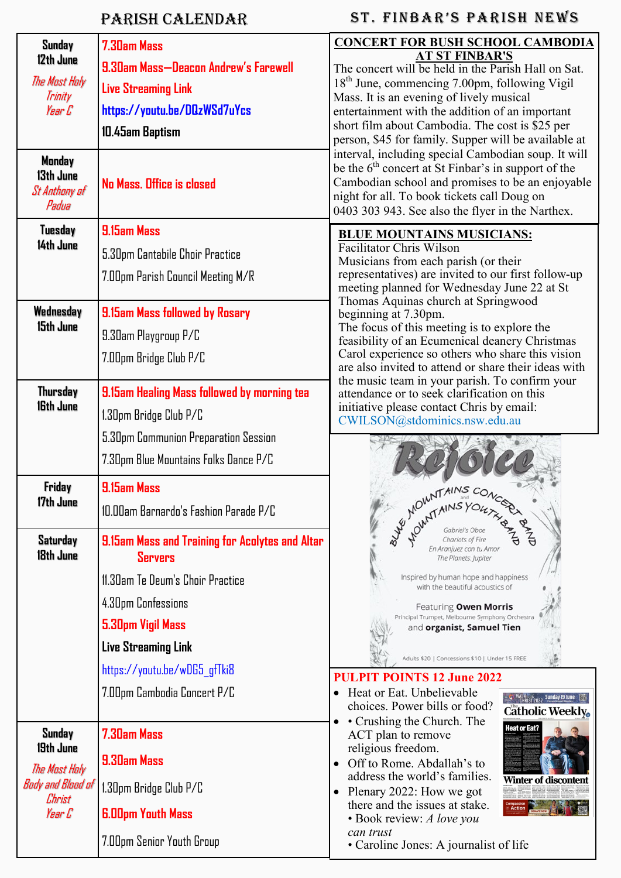# PARISH CALENDAR

| | |
|---|---|
| **Sunday 12th June** *The Most Holy Trinity Year C* | **7.30am Mass** **9.30am Mass—Deacon Andrew's Farewell** **Live Streaming Link** **https://youtu.be/DQzWSd7uYcs** **10.45am Baptism** |
| **Monday 13th June** *St Anthony of Padua* | **No Mass. Office is closed** |
| **Tuesday 14th June** | **9.15am Mass** 5.30pm Cantabile Choir Practice 7.00pm Parish Council Meeting M/R |
| **Wednesday 15th June** | **9.15am Mass followed by Rosary** 9.30am Playgroup P/C 7.00pm Bridge Club P/C |
| **Thursday 16th June** | **9.15am Healing Mass followed by morning tea** 1.30pm Bridge Club P/C 5.30pm Communion Preparation Session 7.30pm Blue Mountains Folks Dance P/C |
| **Friday 17th June** | **9.15am Mass** 10.00am Barnardo's Fashion Parade P/C |
| **Saturday 18th June** | **9.15am Mass and Training for Acolytes and Altar Servers** 11.30am Te Deum's Choir Practice 4.30pm Confessions **5.30pm Vigil Mass** **Live Streaming Link** https://youtu.be/wDG5_gfTki8 7.00pm Cambodia Concert P/C |
| **Sunday 19th June** *The Most Holy Body and Blood of Christ Year C* | **7.30am Mass** **9.30am Mass** 1.30pm Bridge Club P/C **6.00pm Youth Mass** 7.00pm Senior Youth Group |

# ST. FINBAR'S PARISH NEWS

## CONCERT FOR BUSH SCHOOL CAMBODIA AT ST FINBAR'S

The concert will be held in the Parish Hall on Sat. 18th June, commencing 7.00pm, following Vigil Mass. It is an evening of lively musical entertainment with the addition of an important short film about Cambodia. The cost is $25 per person, $45 for family. Supper will be available at interval, including special Cambodian soup. It will be the 6th concert at St Finbar's in support of the Cambodian school and promises to be an enjoyable night for all. To book tickets call Doug on 0403 303 943. See also the flyer in the Narthex.

## BLUE MOUNTAINS MUSICIANS:

Facilitator Chris Wilson

Musicians from each parish (or their representatives) are invited to our first follow-up meeting planned for Wednesday June 22 at St Thomas Aquinas church at Springwood beginning at 7.30pm.

The focus of this meeting is to explore the feasibility of an Ecumenical deanery Christmas Carol experience so others who share this vision are also invited to attend or share their ideas with the music team in your parish. To confirm your attendance or to seek clarification on this initiative please contact Chris by email: CWILSON@stdominics.nsw.edu.au

**Rejoice**

Blue Mountains Concert Band and Mountains Youth Band

Gabriel's Oboe
Chariots of Fire
En Aranjuez con tu Amor
The Planets: Jupiter

Inspired by human hope and happiness with the beautiful acoustics of

Featuring **Owen Morris**
Principal Trumpet, Melbourne Symphony Orchestra
and **organist, Samuel Tien**

Adults $20 | Concessions $10 | Under 15 FREE

## PULPIT POINTS 12 June 2022

- Heat or Eat. Unbelievable choices. Power bills or food?
- • Crushing the Church. The ACT plan to remove religious freedom.
- Off to Rome. Abdallah's to address the world's families.
- Plenary 2022: How we got there and the issues at stake.

  • Book review: *A love you can trust*

  • Caroline Jones: A journalist of life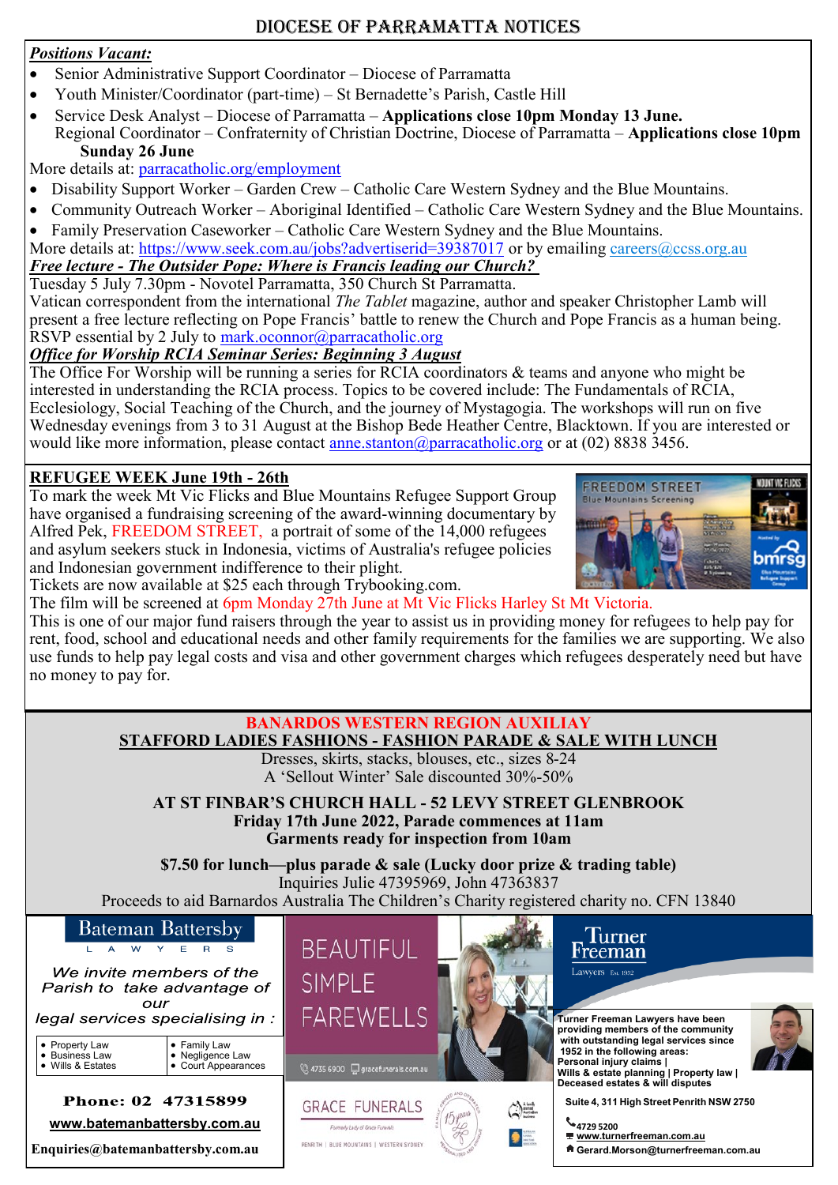# DIOCESE OF PARRAMATTA NOTICES

***Positions Vacant:***

- Senior Administrative Support Coordinator – Diocese of Parramatta
- Youth Minister/Coordinator (part-time) – St Bernadette's Parish, Castle Hill
- Service Desk Analyst – Diocese of Parramatta – **Applications close 10pm Monday 13 June.**
  Regional Coordinator – Confraternity of Christian Doctrine, Diocese of Parramatta – **Applications close 10pm Sunday 26 June**

More details at: parracatholic.org/employment

- Disability Support Worker – Garden Crew – Catholic Care Western Sydney and the Blue Mountains.
- Community Outreach Worker – Aboriginal Identified – Catholic Care Western Sydney and the Blue Mountains.
- Family Preservation Caseworker – Catholic Care Western Sydney and the Blue Mountains.

More details at: https://www.seek.com.au/jobs?advertiserid=39387017 or by emailing careers@ccss.org.au

***Free lecture - The Outsider Pope: Where is Francis leading our Church?***

Tuesday 5 July 7.30pm - Novotel Parramatta, 350 Church St Parramatta.
Vatican correspondent from the international *The Tablet* magazine, author and speaker Christopher Lamb will present a free lecture reflecting on Pope Francis' battle to renew the Church and Pope Francis as a human being. RSVP essential by 2 July to mark.oconnor@parracatholic.org

***Office for Worship RCIA Seminar Series: Beginning 3 August***

The Office For Worship will be running a series for RCIA coordinators & teams and anyone who might be interested in understanding the RCIA process. Topics to be covered include: The Fundamentals of RCIA, Ecclesiology, Social Teaching of the Church, and the journey of Mystagogia. The workshops will run on five Wednesday evenings from 3 to 31 August at the Bishop Bede Heather Centre, Blacktown. If you are interested or would like more information, please contact anne.stanton@parracatholic.org or at (02) 8838 3456.

**REFUGEE WEEK June 19th - 26th**

To mark the week Mt Vic Flicks and Blue Mountains Refugee Support Group have organised a fundraising screening of the award-winning documentary by Alfred Pek, FREEDOM STREET, a portrait of some of the 14,000 refugees and asylum seekers stuck in Indonesia, victims of Australia's refugee policies and Indonesian government indifference to their plight.
Tickets are now available at $25 each through Trybooking.com.
The film will be screened at 6pm Monday 27th June at Mt Vic Flicks Harley St Mt Victoria.
This is one of our major fund raisers through the year to assist us in providing money for refugees to help pay for rent, food, school and educational needs and other family requirements for the families we are supporting. We also use funds to help pay legal costs and visa and other government charges which refugees desperately need but have no money to pay for.

**BANARDOS WESTERN REGION AUXILIAY**

**STAFFORD LADIES FASHIONS - FASHION PARADE & SALE WITH LUNCH**

Dresses, skirts, stacks, blouses, etc., sizes 8-24
A 'Sellout Winter' Sale discounted 30%-50%

**AT ST FINBAR'S CHURCH HALL - 52 LEVY STREET GLENBROOK**
**Friday 17th June 2022, Parade commences at 11am**
**Garments ready for inspection from 10am**

**$7.50 for lunch—plus parade & sale (Lucky door prize & trading table)**
Inquiries Julie 47395969, John 47363837
Proceeds to aid Barnardos Australia The Children's Charity registered charity no. CFN 13840

**Bateman Battersby LAWYERS**

*We invite members of the Parish to take advantage of our legal services specialising in :*

- Property Law
- Business Law
- Wills & Estates
- Family Law
- Negligence Law
- Court Appearances

**Phone: 02 47315899**
**www.batemanbattersby.com.au**
**Enquiries@batemanbattersby.com.au**

BEAUTIFUL SIMPLE FAREWELLS

4735 6900 gracefunerals.com.au

GRACE FUNERALS
Family Lady of Grace Funerals
PENRITH | BLUE MOUNTAINS | WESTERN SYDNEY

**Turner Freeman Lawyers** Est. 1952

**Turner Freeman Lawyers have been providing members of the community with outstanding legal services since 1952 in the following areas:**
**Personal injury claims |**
**Wills & estate planning | Property law |**
**Deceased estates & will disputes**

**Suite 4, 311 High Street Penrith NSW 2750**

**4729 5200**
**www.turnerfreeman.com.au**
**Gerard.Morson@turnerfreeman.com.au**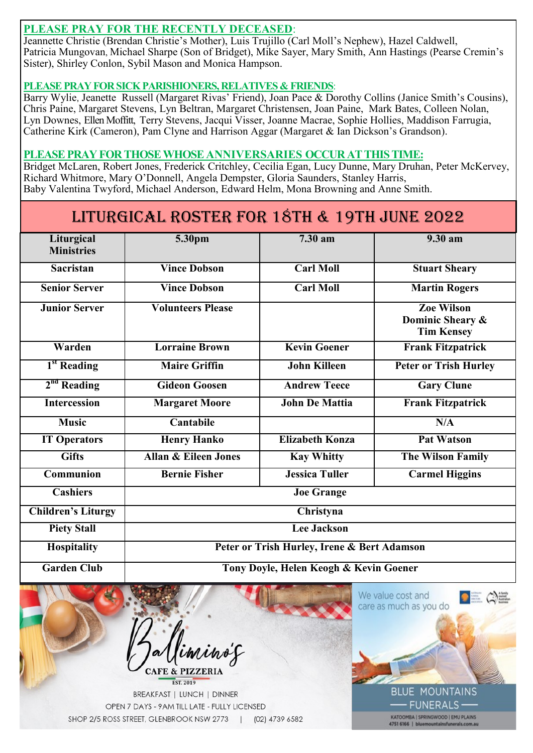## PLEASE PRAY FOR THE RECENTLY DECEASED:

Jeannette Christie (Brendan Christie's Mother), Luis Trujillo (Carl Moll's Nephew), Hazel Caldwell, Patricia Mungovan, Michael Sharpe (Son of Bridget), Mike Sayer, Mary Smith, Ann Hastings (Pearse Cremin's Sister), Shirley Conlon, Sybil Mason and Monica Hampson.

## PLEASE PRAY FOR SICK PARISHIONERS, RELATIVES & FRIENDS:

Barry Wylie, Jeanette Russell (Margaret Rivas' Friend), Joan Pace & Dorothy Collins (Janice Smith's Cousins), Chris Paine, Margaret Stevens, Lyn Beltran, Margaret Christensen, Joan Paine, Mark Bates, Colleen Nolan, Lyn Downes, Ellen Moffitt, Terry Stevens, Jacqui Visser, Joanne Macrae, Sophie Hollies, Maddison Farrugia, Catherine Kirk (Cameron), Pam Clyne and Harrison Aggar (Margaret & Ian Dickson's Grandson).

## PLEASE PRAY FOR THOSE WHOSE ANNIVERSARIES OCCUR AT THIS TIME:

Bridget McLaren, Robert Jones, Frederick Critchley, Cecilia Egan, Lucy Dunne, Mary Druhan, Peter McKervey, Richard Whitmore, Mary O'Donnell, Angela Dempster, Gloria Saunders, Stanley Harris, Baby Valentina Twyford, Michael Anderson, Edward Helm, Mona Browning and Anne Smith.

## LITURGICAL ROSTER FOR 18TH & 19TH JUNE 2022

| Liturgical Ministries | 5.30pm | 7.30 am | 9.30 am |
|---|---|---|---|
| Sacristan | Vince Dobson | Carl Moll | Stuart Sheary |
| Senior Server | Vince Dobson | Carl Moll | Martin Rogers |
| Junior Server | Volunteers Please | | Zoe Wilson Dominic Sheary & Tim Kensey |
| Warden | Lorraine Brown | Kevin Goener | Frank Fitzpatrick |
| 1st Reading | Maire Griffin | John Killeen | Peter or Trish Hurley |
| 2nd Reading | Gideon Goosen | Andrew Teece | Gary Clune |
| Intercession | Margaret Moore | John De Mattia | Frank Fitzpatrick |
| Music | Cantabile | | N/A |
| IT Operators | Henry Hanko | Elizabeth Konza | Pat Watson |
| Gifts | Allan & Eileen Jones | Kay Whitty | The Wilson Family |
| Communion | Bernie Fisher | Jessica Tuller | Carmel Higgins |
| Cashiers | Joe Grange | | |
| Children's Liturgy | Christyna | | |
| Piety Stall | Lee Jackson | | |
| Hospitality | Peter or Trish Hurley, Irene & Bert Adamson | | |
| Garden Club | Tony Doyle, Helen Keogh & Kevin Goener | | |

Ballimino's CAFE & PIZZERIA EST. 2019

BREAKFAST | LUNCH | DINNER

OPEN 7 DAYS - 9AM TILL LATE - FULLY LICENSED

SHOP 2/5 ROSS STREET, GLENBROOK NSW 2773 | (02) 4739 6582

We value cost and care as much as you do

BLUE MOUNTAINS FUNERALS

KATOOMBA | SPRINGWOOD | EMU PLAINS

4751 6166 | bluemountainsfunerals.com.au